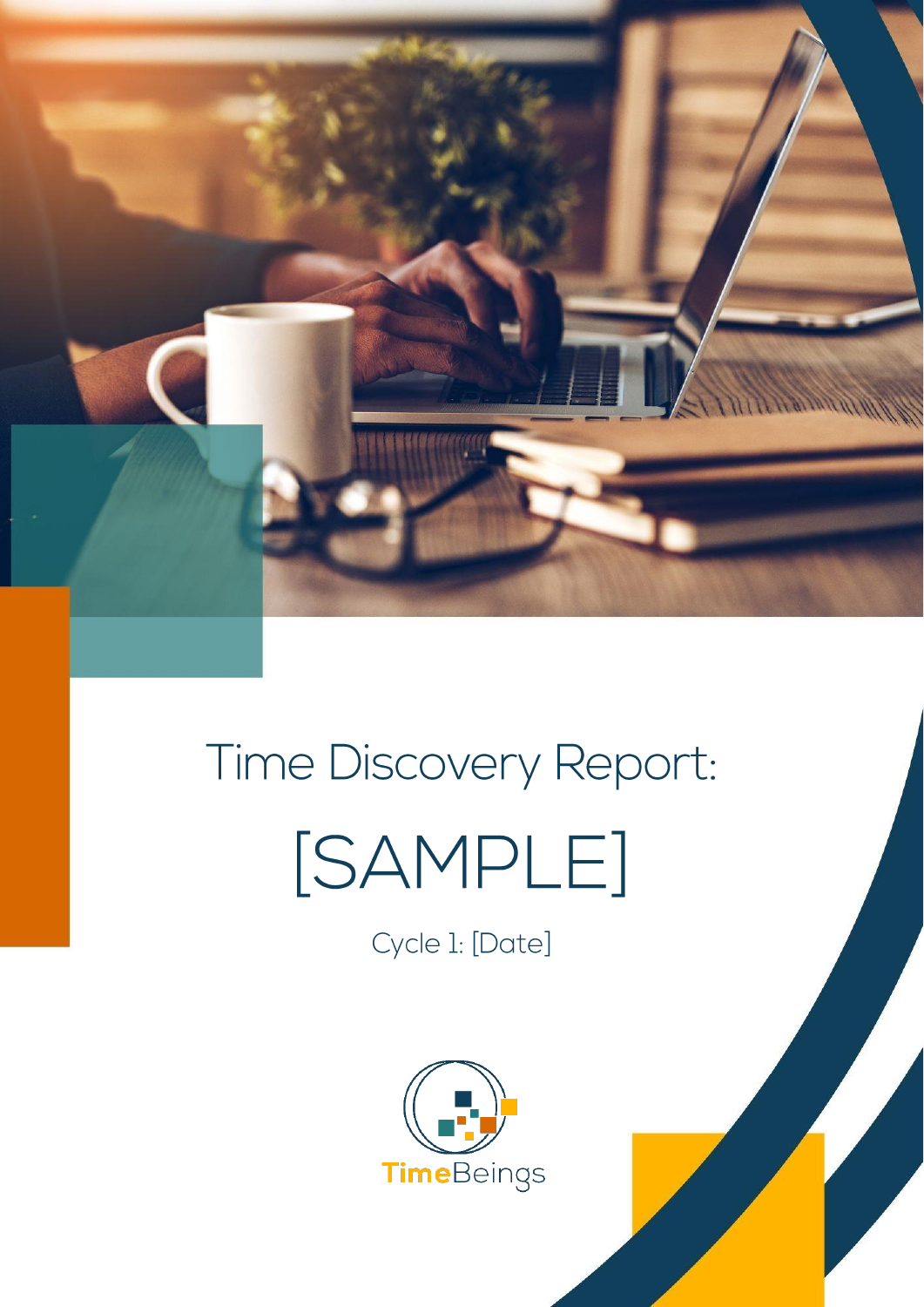# Time Discovery Report:

# [SAMPLE]

Cycle 1: [Date]

TimeBeings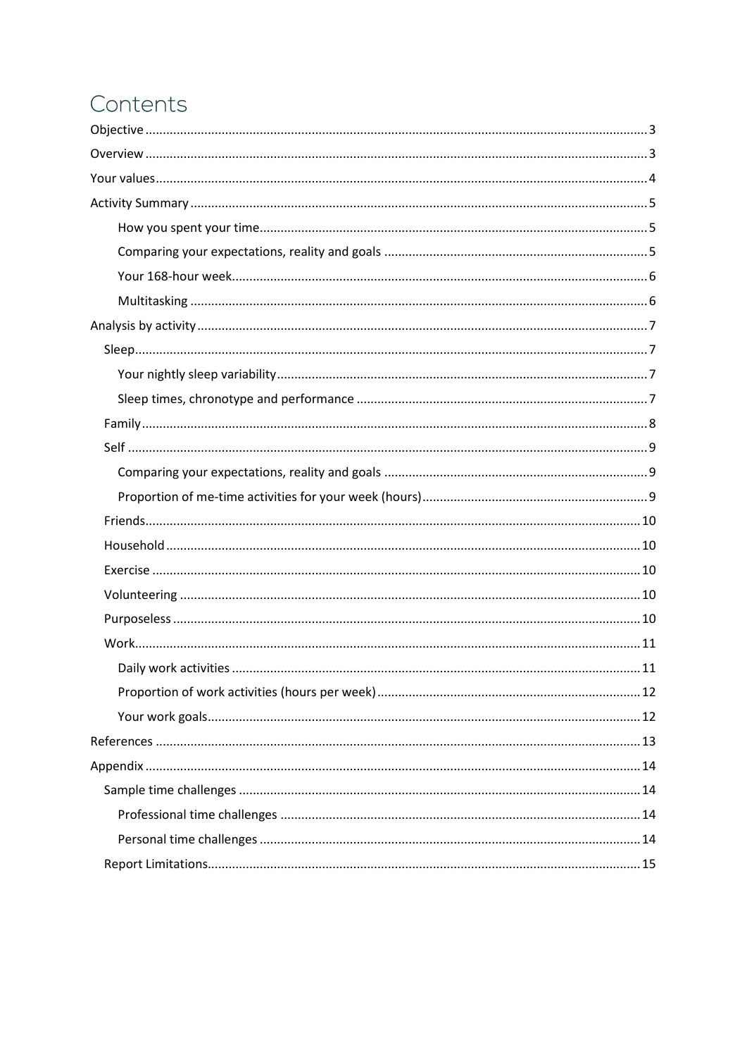# Contents

- Objective ... 3
- Overview ... 3
- Your values ... 4
- Activity Summary ... 5
    - How you spent your time ... 5
    - Comparing your expectations, reality and goals ... 5
    - Your 168-hour week ... 6
    - Multitasking ... 6
- Analysis by activity ... 7
  - Sleep ... 7
    - Your nightly sleep variability ... 7
    - Sleep times, chronotype and performance ... 7
  - Family ... 8
  - Self ... 9
    - Comparing your expectations, reality and goals ... 9
    - Proportion of me-time activities for your week (hours) ... 9
  - Friends ... 10
  - Household ... 10
  - Exercise ... 10
  - Volunteering ... 10
  - Purposeless ... 10
  - Work ... 11
    - Daily work activities ... 11
    - Proportion of work activities (hours per week) ... 12
    - Your work goals ... 12
- References ... 13
- Appendix ... 14
  - Sample time challenges ... 14
    - Professional time challenges ... 14
    - Personal time challenges ... 14
  - Report Limitations ... 15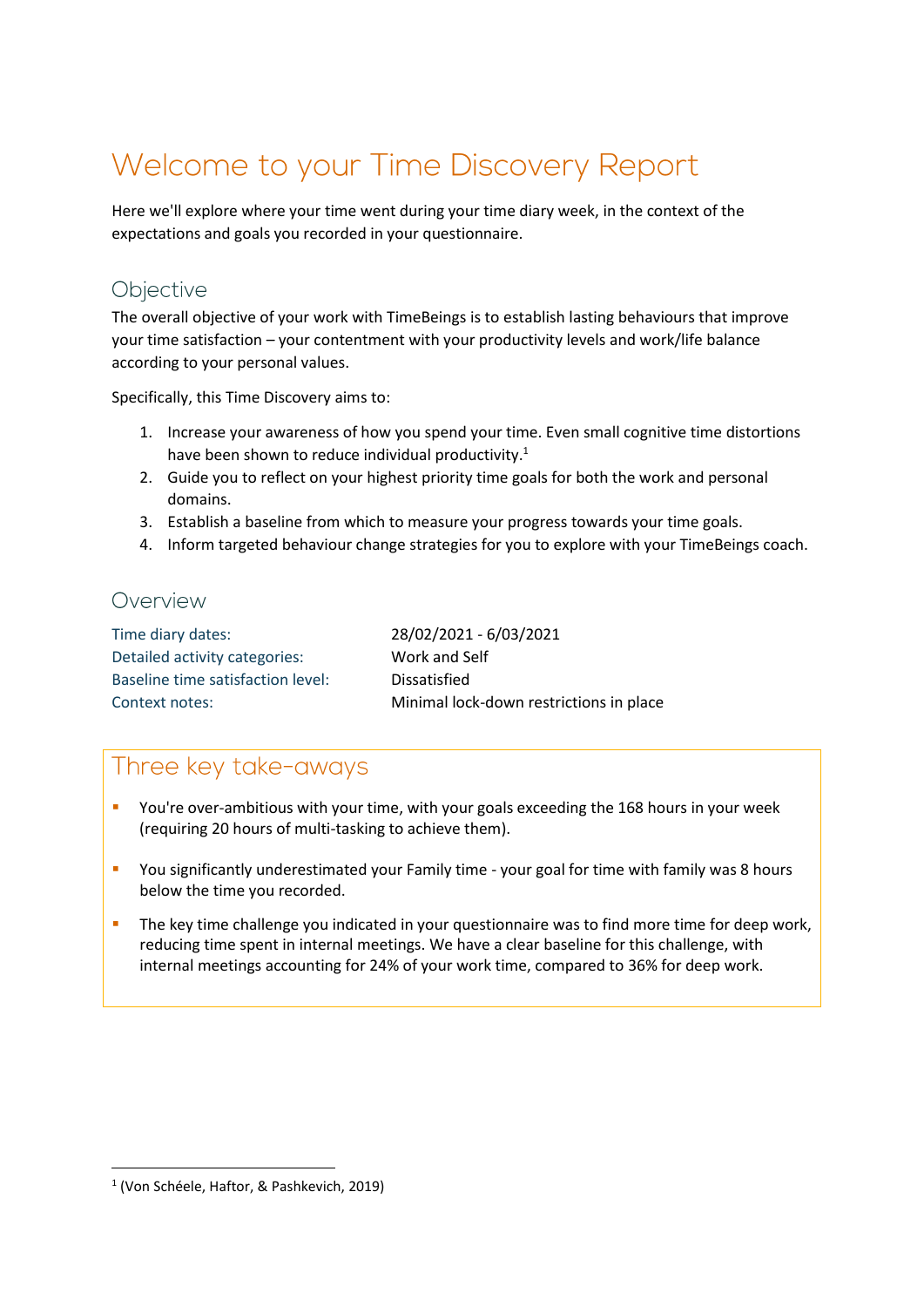# Welcome to your Time Discovery Report

Here we'll explore where your time went during your time diary week, in the context of the expectations and goals you recorded in your questionnaire.

## Objective

The overall objective of your work with TimeBeings is to establish lasting behaviours that improve your time satisfaction – your contentment with your productivity levels and work/life balance according to your personal values.

Specifically, this Time Discovery aims to:

1. Increase your awareness of how you spend your time. Even small cognitive time distortions have been shown to reduce individual productivity.[1]
2. Guide you to reflect on your highest priority time goals for both the work and personal domains.
3. Establish a baseline from which to measure your progress towards your time goals.
4. Inform targeted behaviour change strategies for you to explore with your TimeBeings coach.

## Overview

| | |
|---|---|
| Time diary dates: | 28/02/2021 - 6/03/2021 |
| Detailed activity categories: | Work and Self |
| Baseline time satisfaction level: | Dissatisfied |
| Context notes: | Minimal lock-down restrictions in place |

## Three key take-aways

- You're over-ambitious with your time, with your goals exceeding the 168 hours in your week (requiring 20 hours of multi-tasking to achieve them).
- You significantly underestimated your Family time - your goal for time with family was 8 hours below the time you recorded.
- The key time challenge you indicated in your questionnaire was to find more time for deep work, reducing time spent in internal meetings. We have a clear baseline for this challenge, with internal meetings accounting for 24% of your work time, compared to 36% for deep work.

[1] (Von Schéele, Haftor, & Pashkevich, 2019)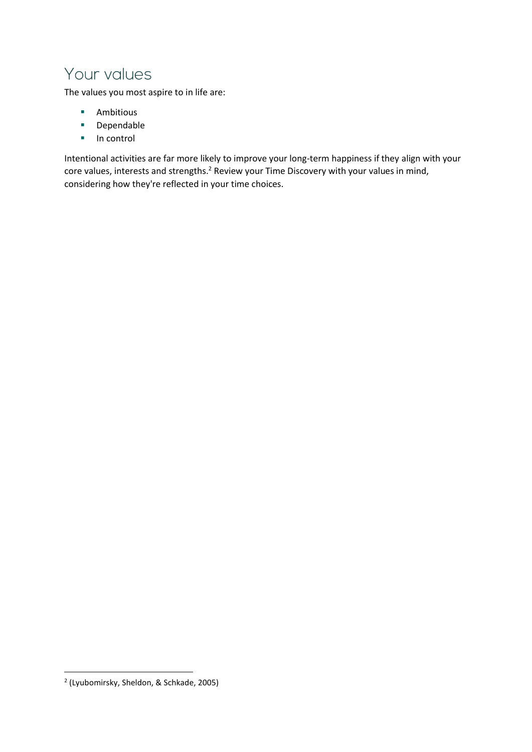# Your values

The values you most aspire to in life are:

- Ambitious
- Dependable
- In control

Intentional activities are far more likely to improve your long-term happiness if they align with your core values, interests and strengths.[2] Review your Time Discovery with your values in mind, considering how they're reflected in your time choices.

[2] (Lyubomirsky, Sheldon, & Schkade, 2005)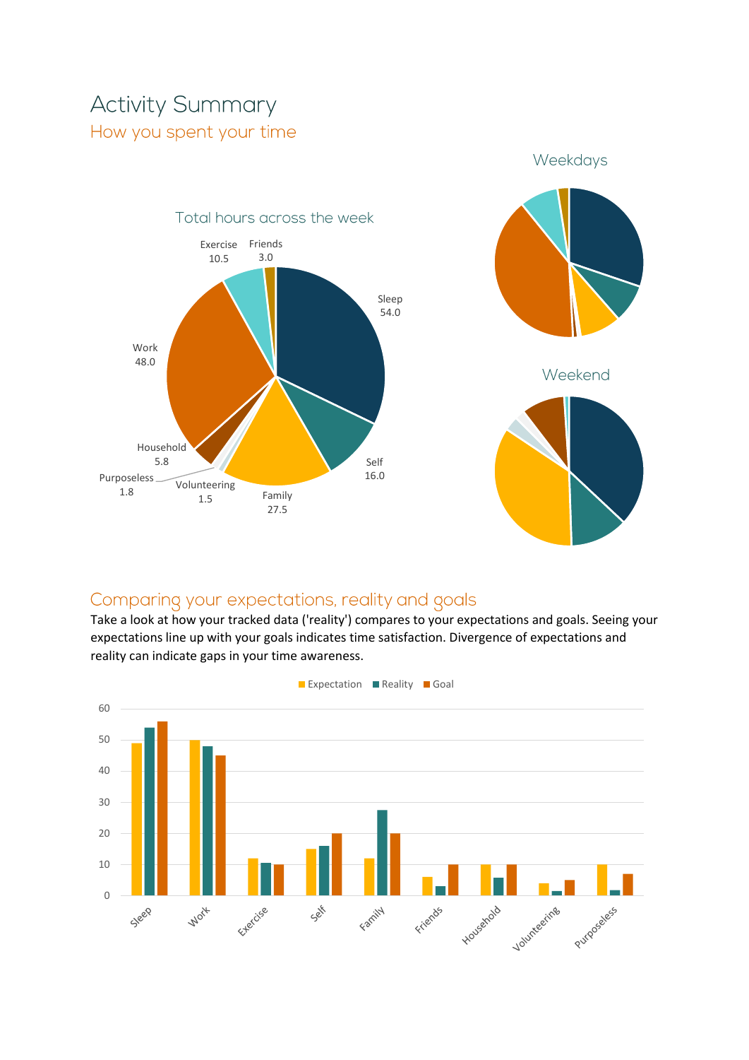# Activity Summary

## How you spent your time

### Total hours across the week

| Activity | Hours |
|---|---|
| Sleep | 54.0 |
| Self | 16.0 |
| Family | 27.5 |
| Volunteering | 1.5 |
| Purposeless | 1.8 |
| Household | 5.8 |
| Work | 48.0 |
| Exercise | 10.5 |
| Friends | 3.0 |

### Weekdays

### Weekend

## Comparing your expectations, reality and goals

Take a look at how your tracked data ('reality') compares to your expectations and goals. Seeing your expectations line up with your goals indicates time satisfaction. Divergence of expectations and reality can indicate gaps in your time awareness.

Expectation | Reality | Goal

Sleep, Work, Exercise, Self, Family, Friends, Household, Volunteering, Purposeless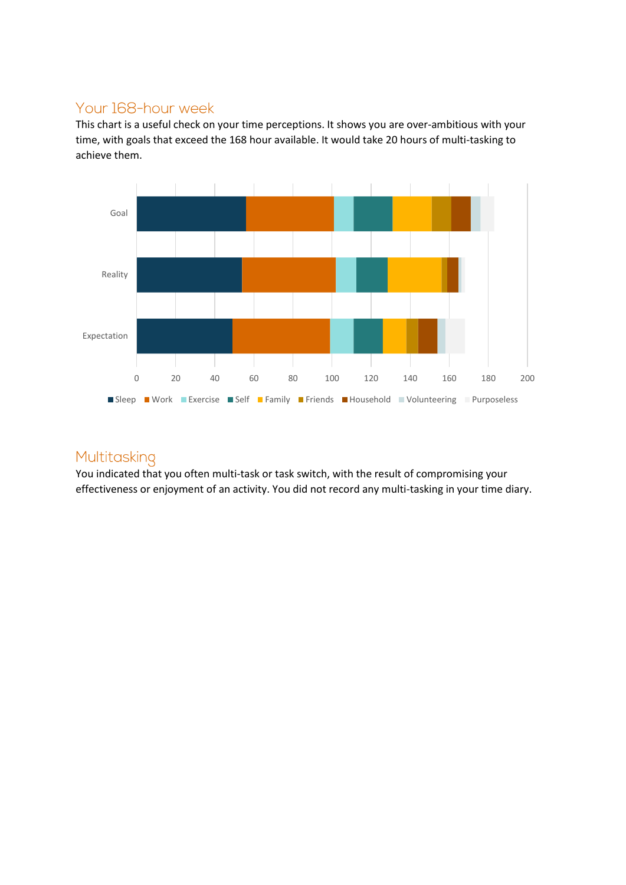## Your 168-hour week

This chart is a useful check on your time perceptions. It shows you are over-ambitious with your time, with goals that exceed the 168 hour available. It would take 20 hours of multi-tasking to achieve them.

## Multitasking

You indicated that you often multi-task or task switch, with the result of compromising your effectiveness or enjoyment of an activity. You did not record any multi-tasking in your time diary.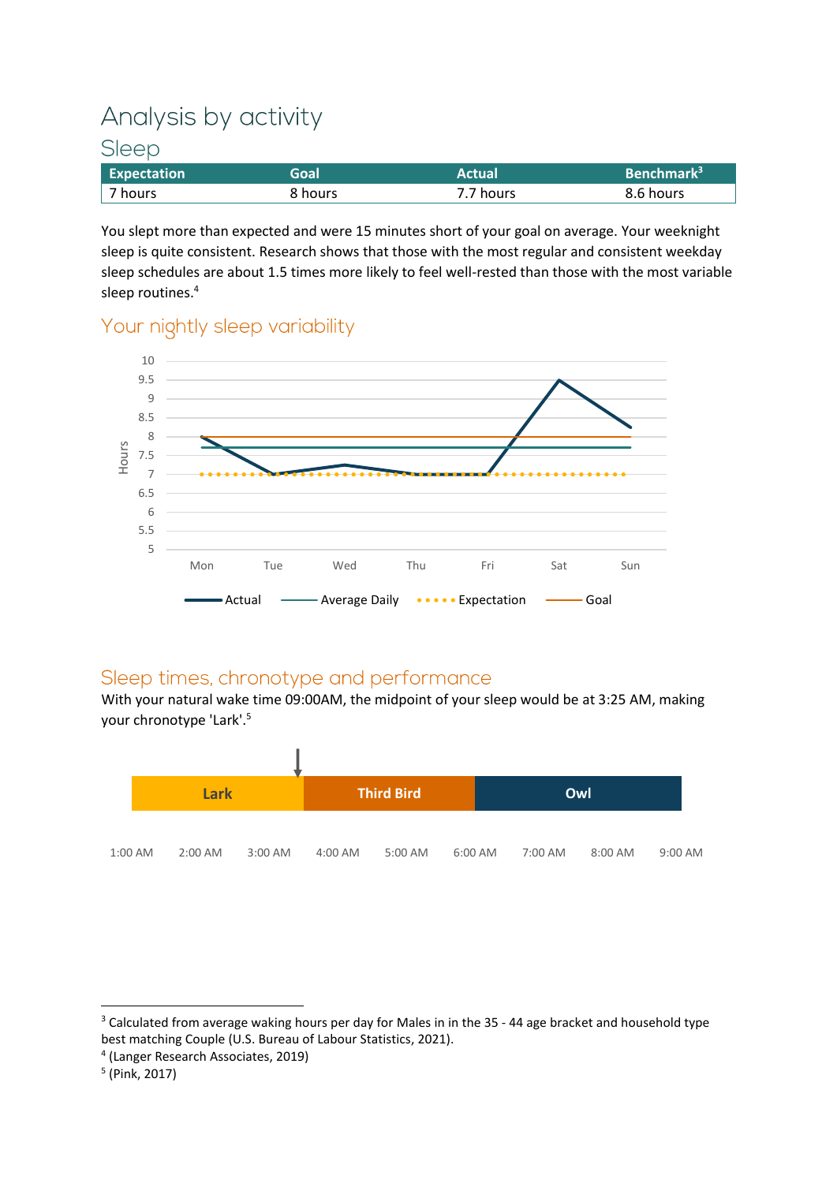# Analysis by activity

## Sleep

| Expectation | Goal | Actual | Benchmark[3] |
|---|---|---|---|
| 7 hours | 8 hours | 7.7 hours | 8.6 hours |

You slept more than expected and were 15 minutes short of your goal on average. Your weeknight sleep is quite consistent. Research shows that those with the most regular and consistent weekday sleep schedules are about 1.5 times more likely to feel well-rested than those with the most variable sleep routines.[4]

### Your nightly sleep variability

### Sleep times, chronotype and performance

With your natural wake time 09:00AM, the midpoint of your sleep would be at 3:25 AM, making your chronotype 'Lark'.[5]

---

[3] Calculated from average waking hours per day for Males in in the 35 - 44 age bracket and household type best matching Couple (U.S. Bureau of Labour Statistics, 2021).

[4] (Langer Research Associates, 2019)

[5] (Pink, 2017)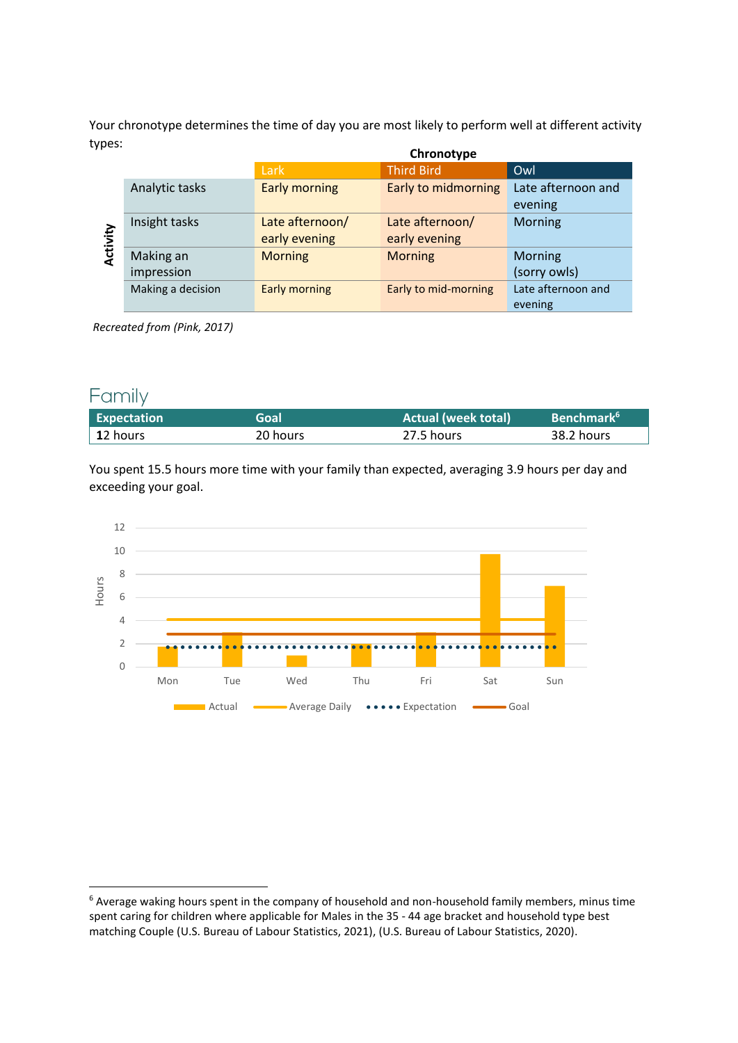Your chronotype determines the time of day you are most likely to perform well at different activity types:

| Activity | Chronotype: Lark | Chronotype: Third Bird | Chronotype: Owl |
|---|---|---|---|
| Analytic tasks | Early morning | Early to midmorning | Late afternoon and evening |
| Insight tasks | Late afternoon/ early evening | Late afternoon/ early evening | Morning |
| Making an impression | Morning | Morning | Morning (sorry owls) |
| Making a decision | Early morning | Early to mid-morning | Late afternoon and evening |

*Recreated from (Pink, 2017)*

## Family

| Expectation | Goal | Actual (week total) | Benchmark[6] |
|---|---|---|---|
| 12 hours | 20 hours | 27.5 hours | 38.2 hours |

You spent 15.5 hours more time with your family than expected, averaging 3.9 hours per day and exceeding your goal.

[6] Average waking hours spent in the company of household and non-household family members, minus time spent caring for children where applicable for Males in the 35 - 44 age bracket and household type best matching Couple (U.S. Bureau of Labour Statistics, 2021), (U.S. Bureau of Labour Statistics, 2020).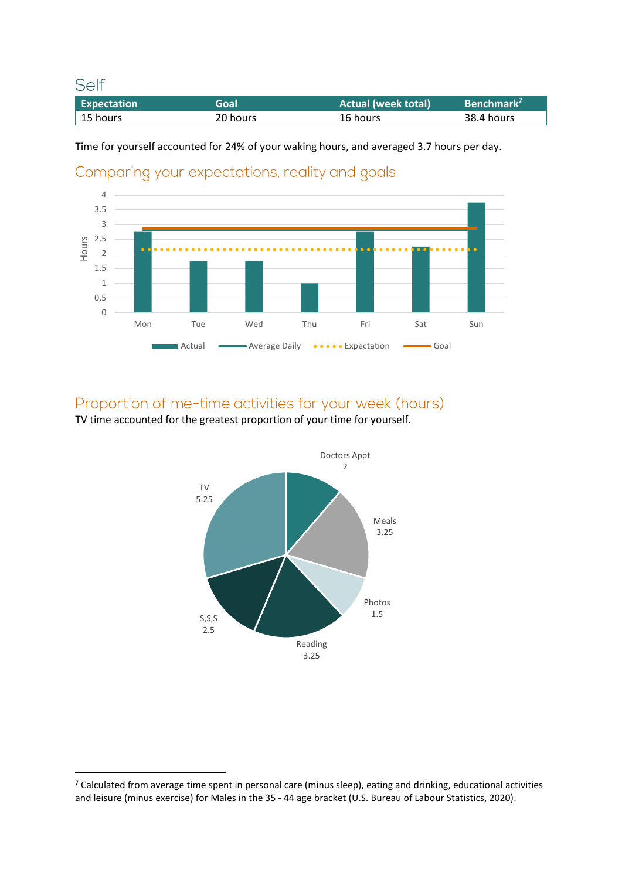## Self

| Expectation | Goal | Actual (week total) | Benchmark[7] |
|---|---|---|---|
| 15 hours | 20 hours | 16 hours | 38.4 hours |

Time for yourself accounted for 24% of your waking hours, and averaged 3.7 hours per day.

### Comparing your expectations, reality and goals

### Proportion of me-time activities for your week (hours)

TV time accounted for the greatest proportion of your time for yourself.

[7] Calculated from average time spent in personal care (minus sleep), eating and drinking, educational activities and leisure (minus exercise) for Males in the 35 - 44 age bracket (U.S. Bureau of Labour Statistics, 2020).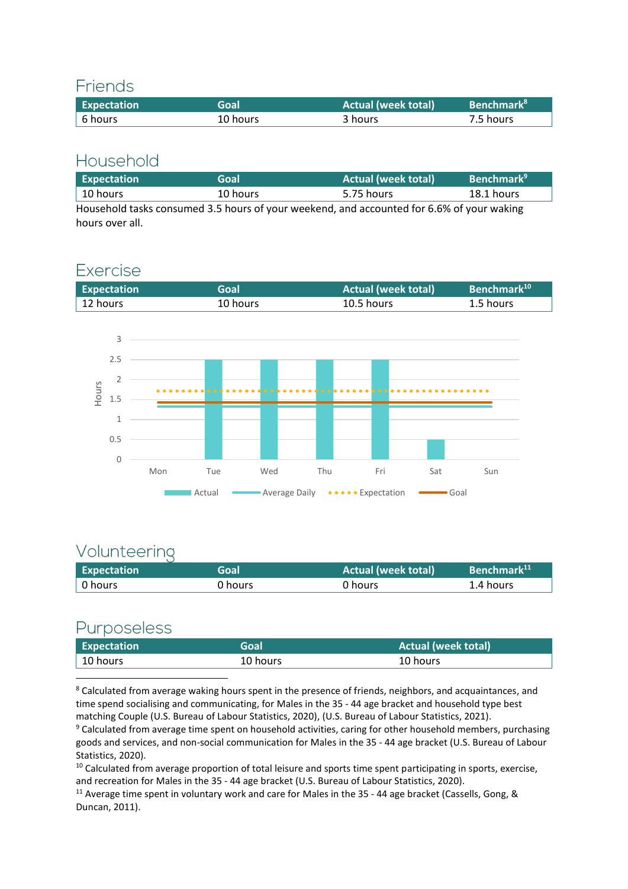## Friends

| Expectation | Goal | Actual (week total) | Benchmark[8] |
|---|---|---|---|
| 6 hours | 10 hours | 3 hours | 7.5 hours |

## Household

| Expectation | Goal | Actual (week total) | Benchmark[9] |
|---|---|---|---|
| 10 hours | 10 hours | 5.75 hours | 18.1 hours |

Household tasks consumed 3.5 hours of your weekend, and accounted for 6.6% of your waking hours over all.

## Exercise

| Expectation | Goal | Actual (week total) | Benchmark[10] |
|---|---|---|---|
| 12 hours | 10 hours | 10.5 hours | 1.5 hours |

## Volunteering

| Expectation | Goal | Actual (week total) | Benchmark[11] |
|---|---|---|---|
| 0 hours | 0 hours | 0 hours | 1.4 hours |

## Purposeless

| Expectation | Goal | Actual (week total) |
|---|---|---|
| 10 hours | 10 hours | 10 hours |

---

[8] Calculated from average waking hours spent in the presence of friends, neighbors, and acquaintances, and time spend socialising and communicating, for Males in the 35 - 44 age bracket and household type best matching Couple (U.S. Bureau of Labour Statistics, 2020), (U.S. Bureau of Labour Statistics, 2021).

[9] Calculated from average time spent on household activities, caring for other household members, purchasing goods and services, and non-social communication for Males in the 35 - 44 age bracket (U.S. Bureau of Labour Statistics, 2020).

[10] Calculated from average proportion of total leisure and sports time spent participating in sports, exercise, and recreation for Males in the 35 - 44 age bracket (U.S. Bureau of Labour Statistics, 2020).

[11] Average time spent in voluntary work and care for Males in the 35 - 44 age bracket (Cassells, Gong, & Duncan, 2011).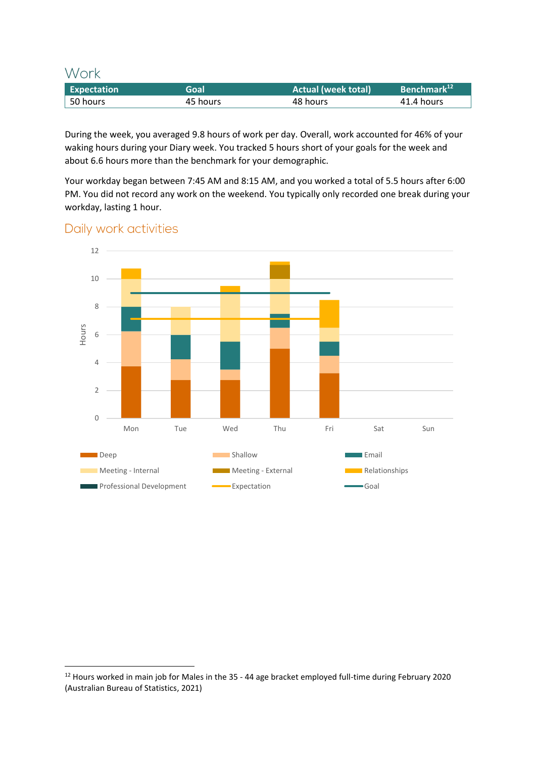# Work

| Expectation | Goal | Actual (week total) | Benchmark[12] |
|---|---|---|---|
| 50 hours | 45 hours | 48 hours | 41.4 hours |

During the week, you averaged 9.8 hours of work per day. Overall, work accounted for 46% of your waking hours during your Diary week. You tracked 5 hours short of your goals for the week and about 6.6 hours more than the benchmark for your demographic.

Your workday began between 7:45 AM and 8:15 AM, and you worked a total of 5.5 hours after 6:00 PM. You did not record any work on the weekend. You typically only recorded one break during your workday, lasting 1 hour.

## Daily work activities

[12] Hours worked in main job for Males in the 35 - 44 age bracket employed full-time during February 2020 (Australian Bureau of Statistics, 2021)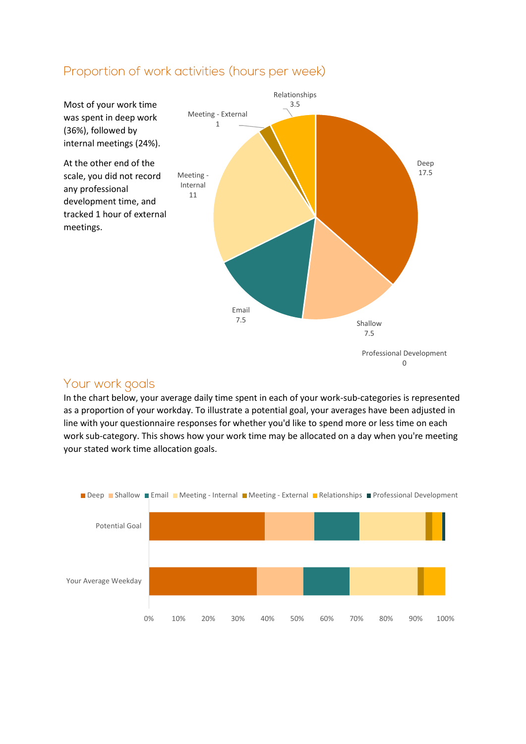## Proportion of work activities (hours per week)

Most of your work time was spent in deep work (36%), followed by internal meetings (24%).

At the other end of the scale, you did not record any professional development time, and tracked 1 hour of external meetings.

| Activity | Hours per week |
|---|---|
| Deep | 17.5 |
| Shallow | 7.5 |
| Email | 7.5 |
| Meeting - Internal | 11 |
| Meeting - External | 1 |
| Relationships | 3.5 |
| Professional Development | 0 |

## Your work goals

In the chart below, your average daily time spent in each of your work-sub-categories is represented as a proportion of your workday. To illustrate a potential goal, your averages have been adjusted in line with your questionnaire responses for whether you'd like to spend more or less time on each work sub-category. This shows how your work time may be allocated on a day when you're meeting your stated work time allocation goals.

Legend: Deep, Shallow, Email, Meeting - Internal, Meeting - External, Relationships, Professional Development

Rows: Potential Goal; Your Average Weekday

Axis: 0%, 10%, 20%, 30%, 40%, 50%, 60%, 70%, 80%, 90%, 100%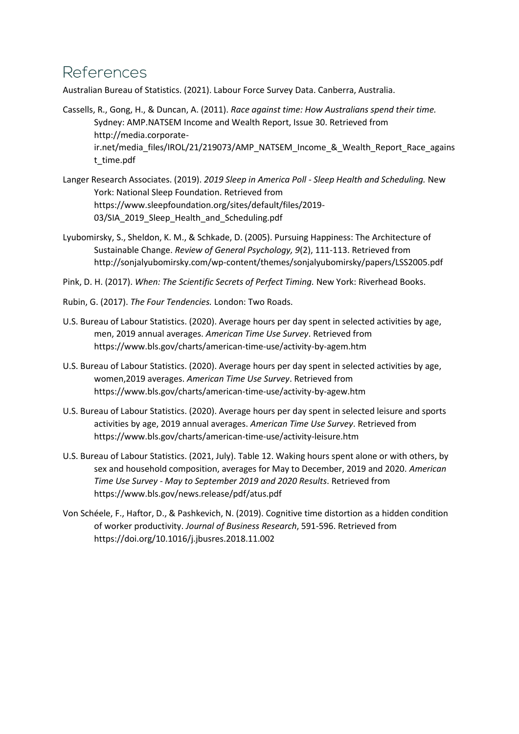# References

Australian Bureau of Statistics. (2021). Labour Force Survey Data. Canberra, Australia.

Cassells, R., Gong, H., & Duncan, A. (2011). *Race against time: How Australians spend their time.* Sydney: AMP.NATSEM Income and Wealth Report, Issue 30. Retrieved from http://media.corporate-ir.net/media_files/IROL/21/219073/AMP_NATSEM_Income_&_Wealth_Report_Race_against_time.pdf

Langer Research Associates. (2019). *2019 Sleep in America Poll - Sleep Health and Scheduling.* New York: National Sleep Foundation. Retrieved from https://www.sleepfoundation.org/sites/default/files/2019-03/SIA_2019_Sleep_Health_and_Scheduling.pdf

Lyubomirsky, S., Sheldon, K. M., & Schkade, D. (2005). Pursuing Happiness: The Architecture of Sustainable Change. *Review of General Psychology, 9*(2), 111-113. Retrieved from http://sonjalyubomirsky.com/wp-content/themes/sonjalyubomirsky/papers/LSS2005.pdf

Pink, D. H. (2017). *When: The Scientific Secrets of Perfect Timing.* New York: Riverhead Books.

Rubin, G. (2017). *The Four Tendencies.* London: Two Roads.

U.S. Bureau of Labour Statistics. (2020). Average hours per day spent in selected activities by age, men, 2019 annual averages. *American Time Use Survey*. Retrieved from https://www.bls.gov/charts/american-time-use/activity-by-agem.htm

U.S. Bureau of Labour Statistics. (2020). Average hours per day spent in selected activities by age, women,2019 averages. *American Time Use Survey*. Retrieved from https://www.bls.gov/charts/american-time-use/activity-by-agew.htm

U.S. Bureau of Labour Statistics. (2020). Average hours per day spent in selected leisure and sports activities by age, 2019 annual averages. *American Time Use Survey*. Retrieved from https://www.bls.gov/charts/american-time-use/activity-leisure.htm

U.S. Bureau of Labour Statistics. (2021, July). Table 12. Waking hours spent alone or with others, by sex and household composition, averages for May to December, 2019 and 2020. *American Time Use Survey - May to September 2019 and 2020 Results*. Retrieved from https://www.bls.gov/news.release/pdf/atus.pdf

Von Schéele, F., Haftor, D., & Pashkevich, N. (2019). Cognitive time distortion as a hidden condition of worker productivity. *Journal of Business Research*, 591-596. Retrieved from https://doi.org/10.1016/j.jbusres.2018.11.002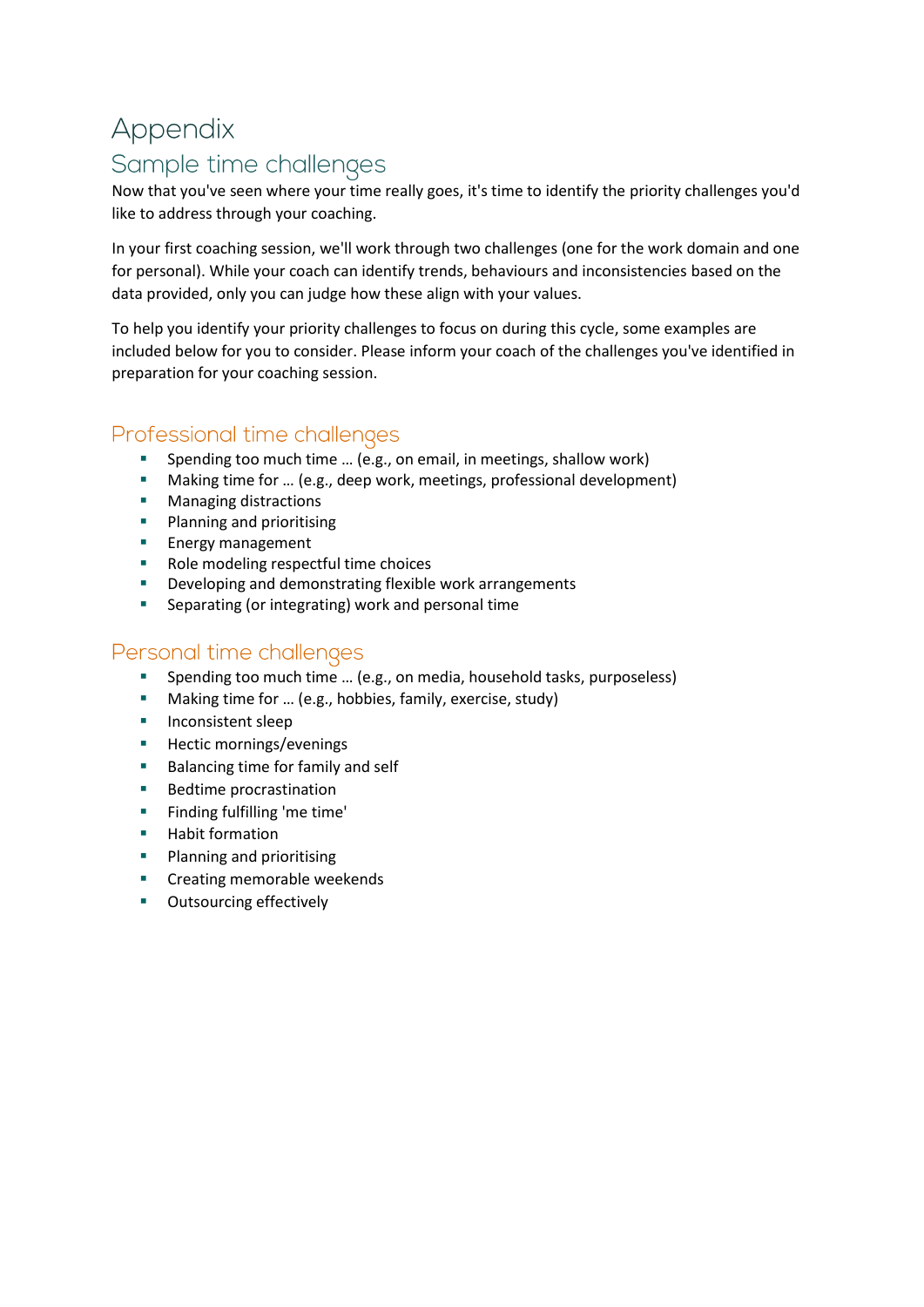# Appendix

## Sample time challenges

Now that you've seen where your time really goes, it's time to identify the priority challenges you'd like to address through your coaching.

In your first coaching session, we'll work through two challenges (one for the work domain and one for personal). While your coach can identify trends, behaviours and inconsistencies based on the data provided, only you can judge how these align with your values.

To help you identify your priority challenges to focus on during this cycle, some examples are included below for you to consider. Please inform your coach of the challenges you've identified in preparation for your coaching session.

### Professional time challenges

- Spending too much time … (e.g., on email, in meetings, shallow work)
- Making time for … (e.g., deep work, meetings, professional development)
- Managing distractions
- Planning and prioritising
- Energy management
- Role modeling respectful time choices
- Developing and demonstrating flexible work arrangements
- Separating (or integrating) work and personal time

### Personal time challenges

- Spending too much time … (e.g., on media, household tasks, purposeless)
- Making time for … (e.g., hobbies, family, exercise, study)
- Inconsistent sleep
- Hectic mornings/evenings
- Balancing time for family and self
- Bedtime procrastination
- Finding fulfilling 'me time'
- Habit formation
- Planning and prioritising
- Creating memorable weekends
- Outsourcing effectively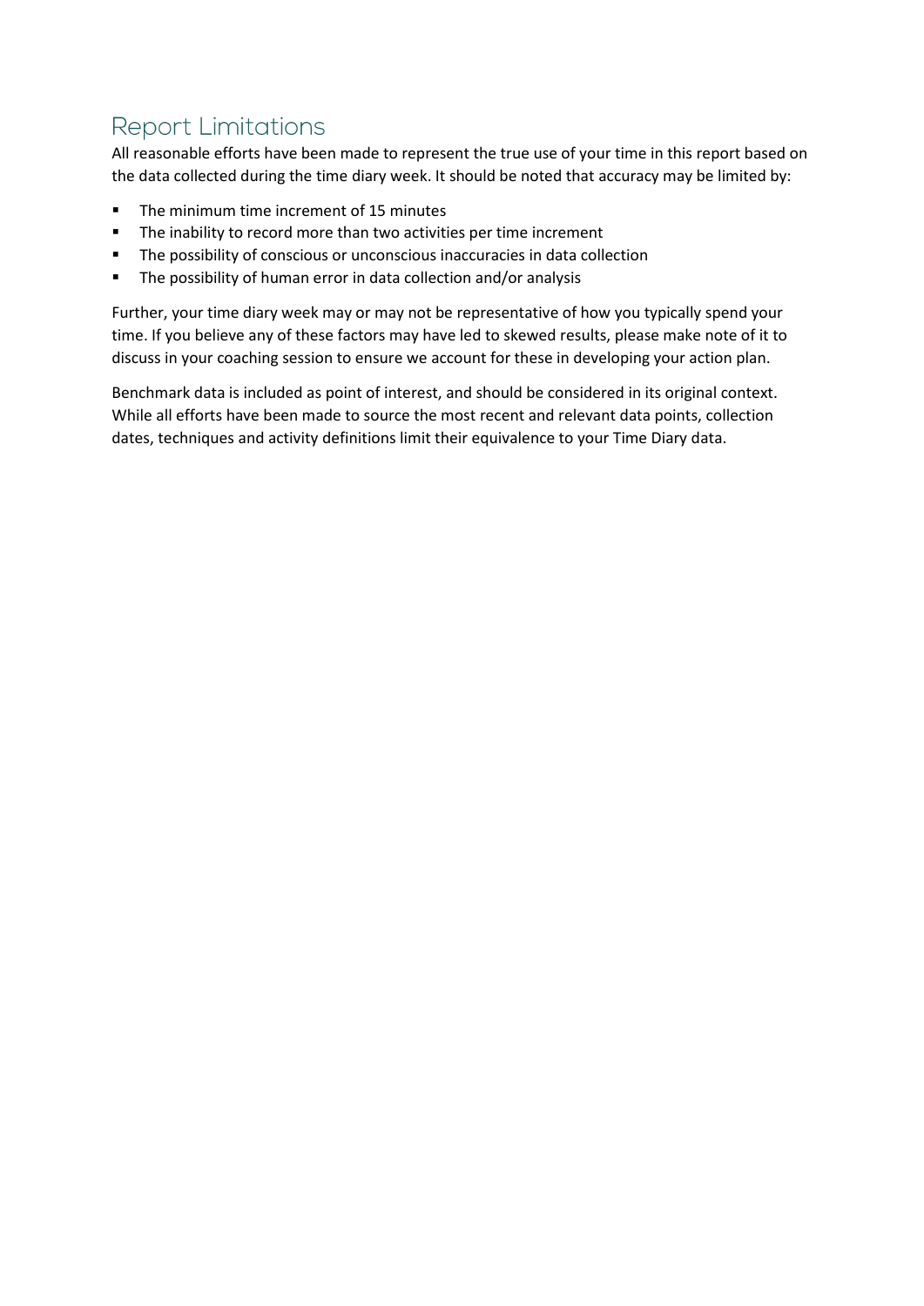## Report Limitations

All reasonable efforts have been made to represent the true use of your time in this report based on the data collected during the time diary week. It should be noted that accuracy may be limited by:

- The minimum time increment of 15 minutes
- The inability to record more than two activities per time increment
- The possibility of conscious or unconscious inaccuracies in data collection
- The possibility of human error in data collection and/or analysis

Further, your time diary week may or may not be representative of how you typically spend your time. If you believe any of these factors may have led to skewed results, please make note of it to discuss in your coaching session to ensure we account for these in developing your action plan.

Benchmark data is included as point of interest, and should be considered in its original context. While all efforts have been made to source the most recent and relevant data points, collection dates, techniques and activity definitions limit their equivalence to your Time Diary data.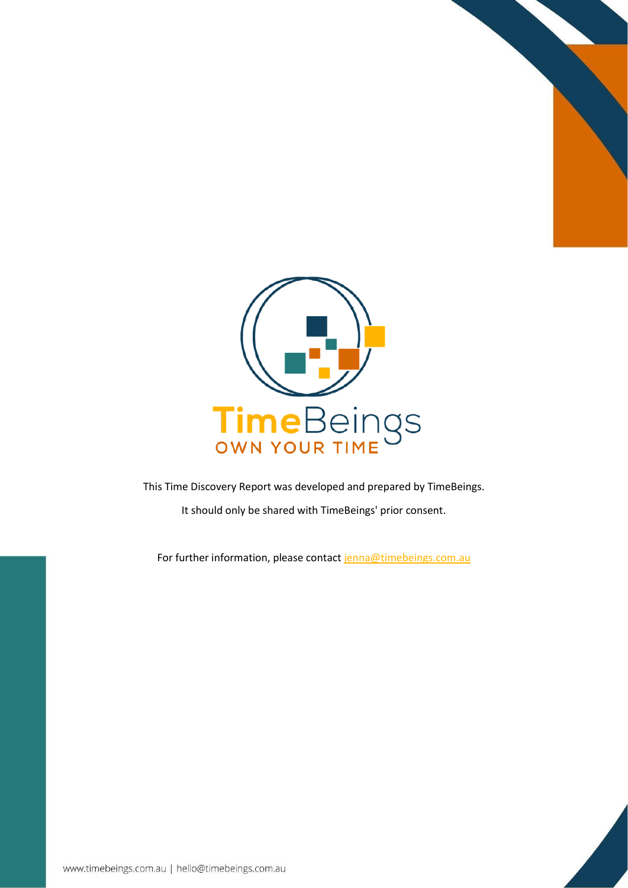TimeBeings

OWN YOUR TIME

This Time Discovery Report was developed and prepared by TimeBeings.

It should only be shared with TimeBeings' prior consent.

For further information, please contact jenna@timebeings.com.au

www.timebeings.com.au | hello@timebeings.com.au